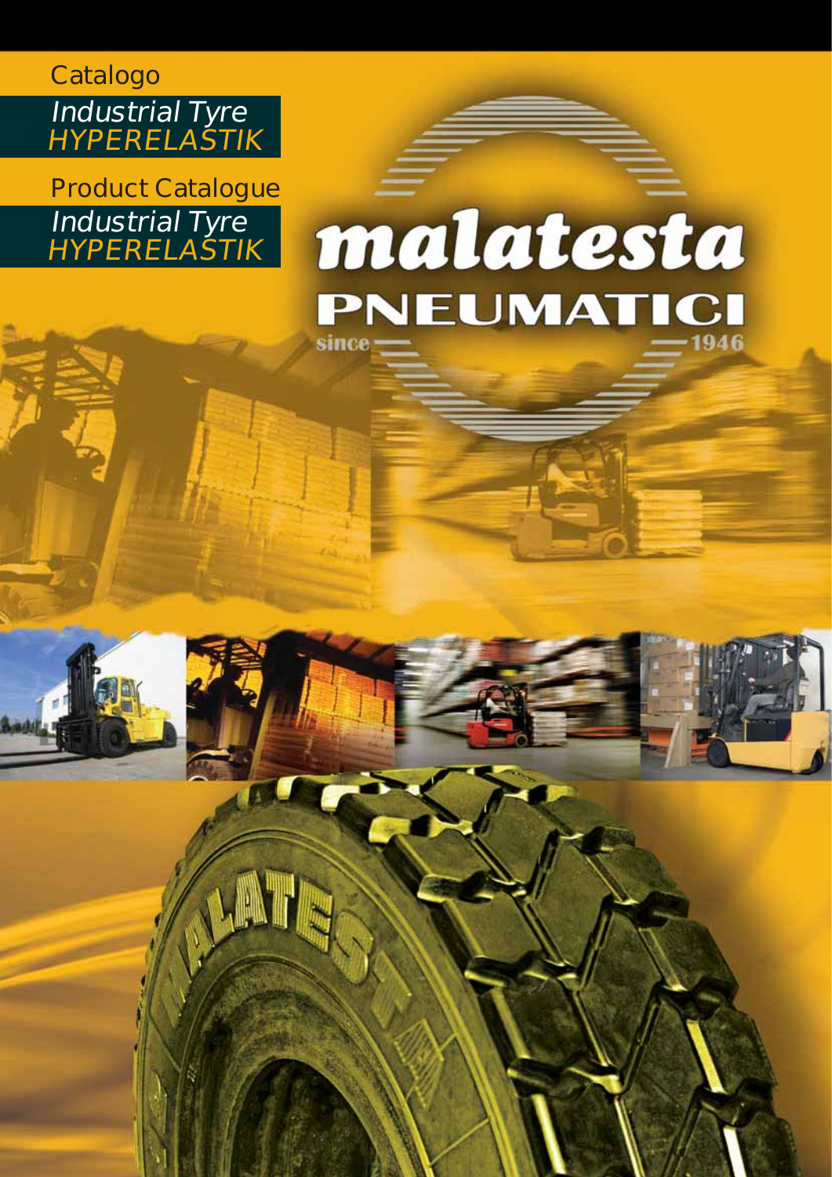Catalogo

*Industrial Tyre*
*HYPERELASTIK*

Product Catalogue

*Industrial Tyre*
*HYPERELASTIK*

# malatesta

## PNEUMATICI

since 1946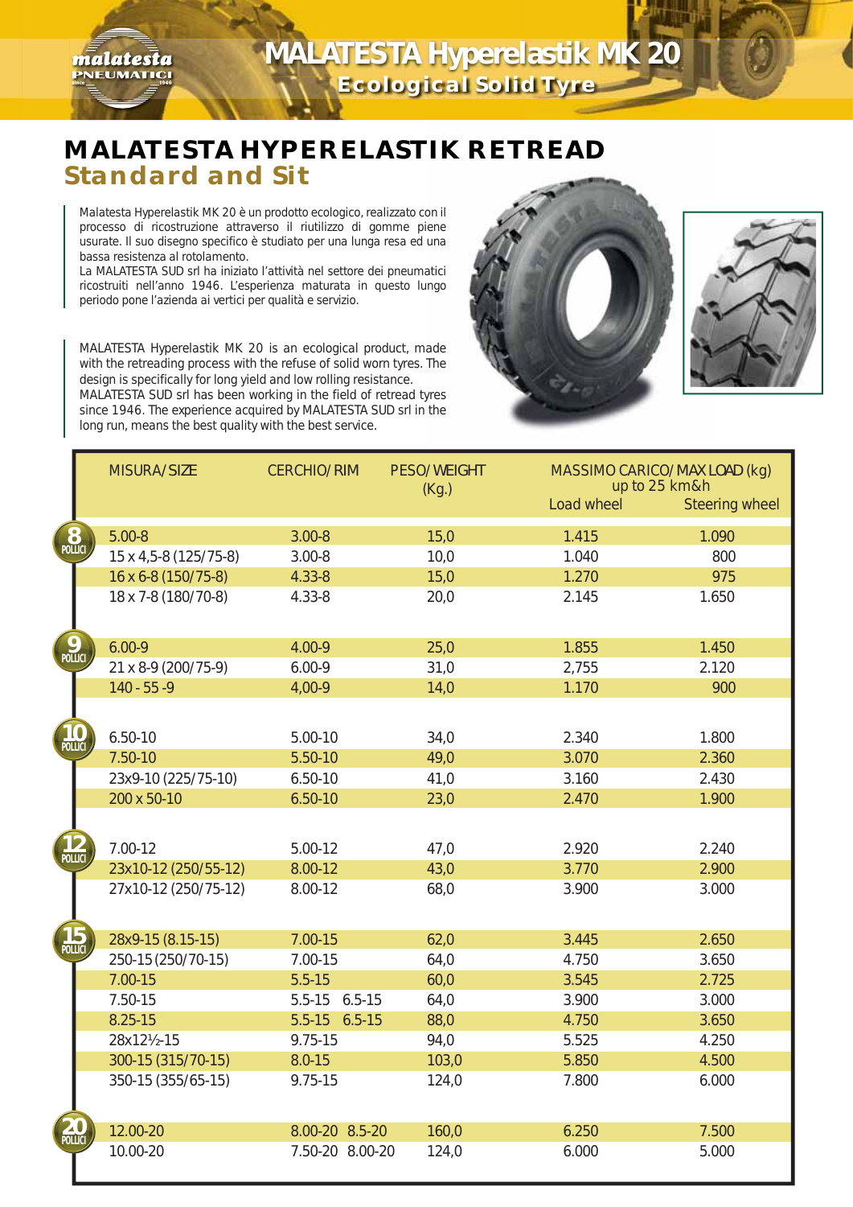# MALATESTA Hyperelastik MK 20

## Ecological Solid Tyre

## MALATESTA HYPERELASTIK RETREAD

### Standard and Sit

Malatesta Hyperelastik MK 20 è un prodotto ecologico, realizzato con il processo di ricostruzione attraverso il riutilizzo di gomme piene usurate. Il suo disegno specifico è studiato per una lunga resa ed una bassa resistenza al rotolamento.
La MALATESTA SUD srl ha iniziato l'attività nel settore dei pneumatici ricostruiti nell'anno 1946. L'esperienza maturata in questo lungo periodo pone l'azienda ai vertici per qualità e servizio.

MALATESTA Hyperelastik MK 20 is an ecological product, made with the retreading process with the refuse of solid worn tyres. The design is specifically for long yield and low rolling resistance.
MALATESTA SUD srl has been working in the field of retread tyres since 1946. The experience acquired by MALATESTA SUD srl in the long run, means the best quality with the best service.

| | MISURA/SIZE | CERCHIO/RIM | PESO/WEIGHT (Kg.) | MASSIMO CARICO/MAX LOAD (kg) up to 25 km&h | |
|---|---|---|---|---|---|
| | | | | Load wheel | Steering wheel |
| 8 POLLICI | 5.00-8 | 3.00-8 | 15,0 | 1.415 | 1.090 |
| | 15 x 4,5-8 (125/75-8) | 3.00-8 | 10,0 | 1.040 | 800 |
| | 16 x 6-8 (150/75-8) | 4.33-8 | 15,0 | 1.270 | 975 |
| | 18 x 7-8 (180/70-8) | 4.33-8 | 20,0 | 2.145 | 1.650 |
| 9 POLLICI | 6.00-9 | 4.00-9 | 25,0 | 1.855 | 1.450 |
| | 21 x 8-9 (200/75-9) | 6.00-9 | 31,0 | 2,755 | 2.120 |
| | 140 - 55 -9 | 4,00-9 | 14,0 | 1.170 | 900 |
| 10 POLLICI | 6.50-10 | 5.00-10 | 34,0 | 2.340 | 1.800 |
| | 7.50-10 | 5.50-10 | 49,0 | 3.070 | 2.360 |
| | 23x9-10 (225/75-10) | 6.50-10 | 41,0 | 3.160 | 2.430 |
| | 200 x 50-10 | 6.50-10 | 23,0 | 2.470 | 1.900 |
| 12 POLLICI | 7.00-12 | 5.00-12 | 47,0 | 2.920 | 2.240 |
| | 23x10-12 (250/55-12) | 8.00-12 | 43,0 | 3.770 | 2.900 |
| | 27x10-12 (250/75-12) | 8.00-12 | 68,0 | 3.900 | 3.000 |
| 15 POLLICI | 28x9-15 (8.15-15) | 7.00-15 | 62,0 | 3.445 | 2.650 |
| | 250-15 (250/70-15) | 7.00-15 | 64,0 | 4.750 | 3.650 |
| | 7.00-15 | 5.5-15 | 60,0 | 3.545 | 2.725 |
| | 7.50-15 | 5.5-15 6.5-15 | 64,0 | 3.900 | 3.000 |
| | 8.25-15 | 5.5-15 6.5-15 | 88,0 | 4.750 | 3.650 |
| | 28x12½-15 | 9.75-15 | 94,0 | 5.525 | 4.250 |
| | 300-15 (315/70-15) | 8.0-15 | 103,0 | 5.850 | 4.500 |
| | 350-15 (355/65-15) | 9.75-15 | 124,0 | 7.800 | 6.000 |
| 20 POLLICI | 12.00-20 | 8.00-20 8.5-20 | 160,0 | 6.250 | 7.500 |
| | 10.00-20 | 7.50-20 8.00-20 | 124,0 | 6.000 | 5.000 |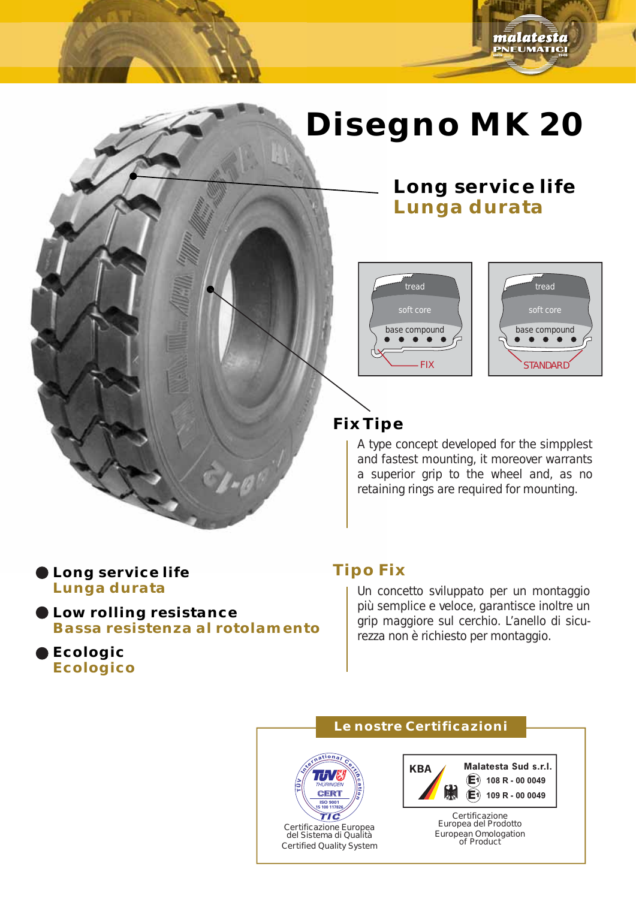# Disegno MK 20

## Long service life
## Lunga durata

tread
soft core
base compound
FIX

tread
soft core
base compound
STANDARD

## Fix Tipe

A type concept developed for the simpplest and fastest mounting, it moreover warrants a superior grip to the wheel and, as no retaining rings are required for mounting.

- **Long service life**
  **Lunga durata**
- **Low rolling resistance**
  **Bassa resistenza al rotolamento**
- **Ecologic**
  **Ecologico**

## Tipo Fix

Un concetto sviluppato per un montaggio più semplice e veloce, garantisce inoltre un grip maggiore sul cerchio. L'anello di sicurezza non è richiesto per montaggio.

## Le nostre Certificazioni

TÜV International Certification
TÜV THÜRINGEN CERT
ISO 9001
15 100 117826
TIC

Certificazione Europea del Sistema di Qualità
Certified Quality System

KBA
Malatesta Sud s.r.l.
E1 108 R - 00 0049
E1 109 R - 00 0049

Certificazione Europea del Prodotto
European Omologation of Product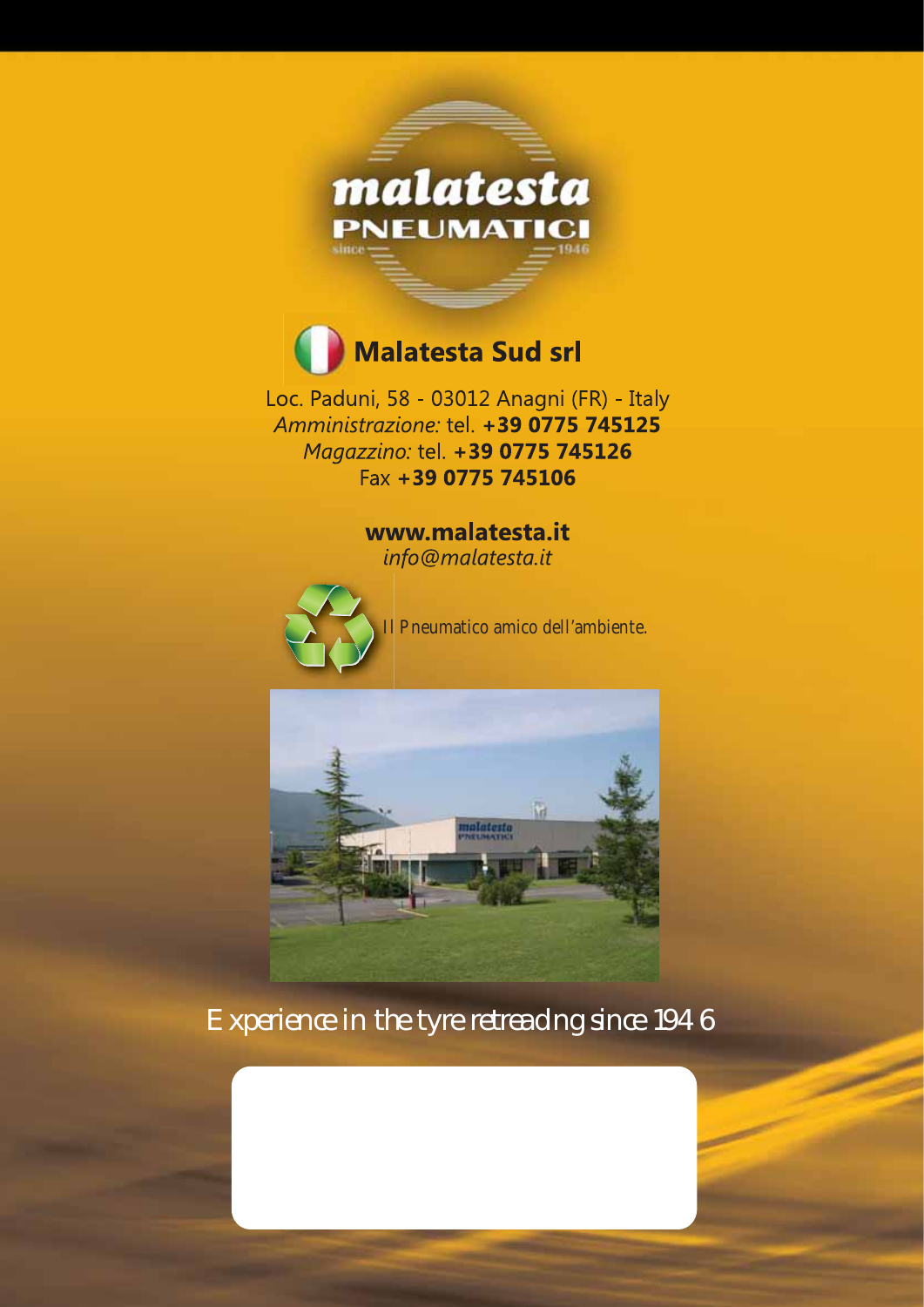malatesta
PNEUMATICI
since 1946

## Malatesta Sud srl

Loc. Paduni, 58 - 03012 Anagni (FR) - Italy
*Amministrazione:* tel. **+39 0775 745125**
*Magazzino:* tel. **+39 0775 745126**
Fax **+39 0775 745106**

**www.malatesta.it**
*info@malatesta.it*

Il Pneumatico amico dell'ambiente.

Experience in the tyre retreadng since 1946